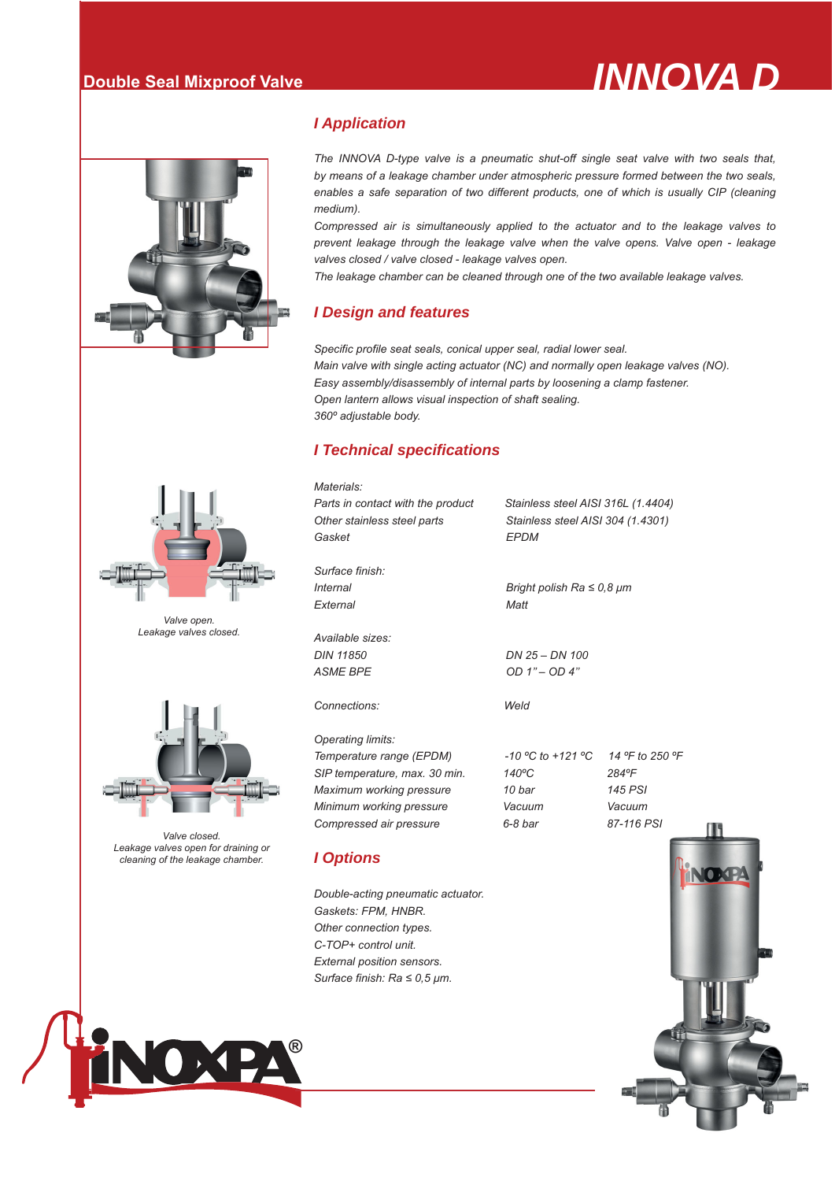# INNOVA D

## Double Seal Mixproof Valve

### I Application

*The INNOVA D-type valve is a pneumatic shut-off single seat valve with two seals that, by means of a leakage chamber under atmospheric pressure formed between the two seals, enables a safe separation of two different products, one of which is usually CIP (cleaning medium).*

*Compressed air is simultaneously applied to the actuator and to the leakage valves to prevent leakage through the leakage valve when the valve opens. Valve open - leakage valves closed / valve closed - leakage valves open.*

*The leakage chamber can be cleaned through one of the two available leakage valves.*

### I Design and features

*Specific profile seat seals, conical upper seal, radial lower seal.*
*Main valve with single acting actuator (NC) and normally open leakage valves (NO).*
*Easy assembly/disassembly of internal parts by loosening a clamp fastener.*
*Open lantern allows visual inspection of shaft sealing.*
*360º adjustable body.*

### I Technical specifications

| | | |
|---|---|---|
| *Materials:* | | |
| *Parts in contact with the product* | *Stainless steel AISI 316L (1.4404)* | |
| *Other stainless steel parts* | *Stainless steel AISI 304 (1.4301)* | |
| *Gasket* | *EPDM* | |
| *Surface finish:* | | |
| *Internal* | *Bright polish Ra ≤ 0,8 μm* | |
| *External* | *Matt* | |
| *Available sizes:* | | |
| *DIN 11850* | *DN 25 – DN 100* | |
| *ASME BPE* | *OD 1” – OD 4”* | |
| *Connections:* | *Weld* | |
| *Operating limits:* | | |
| *Temperature range (EPDM)* | *-10 ºC to +121 ºC* | *14 ºF to 250 ºF* |
| *SIP temperature, max. 30 min.* | *140ºC* | *284ºF* |
| *Maximum working pressure* | *10 bar* | *145 PSI* |
| *Minimum working pressure* | *Vacuum* | *Vacuum* |
| *Compressed air pressure* | *6-8 bar* | *87-116 PSI* |

### I Options

*Double-acting pneumatic actuator.*
*Gaskets: FPM, HNBR.*
*Other connection types.*
*C-TOP+ control unit.*
*External position sensors.*
*Surface finish: Ra ≤ 0,5 μm.*

*Valve open.*
*Leakage valves closed.*

*Valve closed.*
*Leakage valves open for draining or cleaning of the leakage chamber.*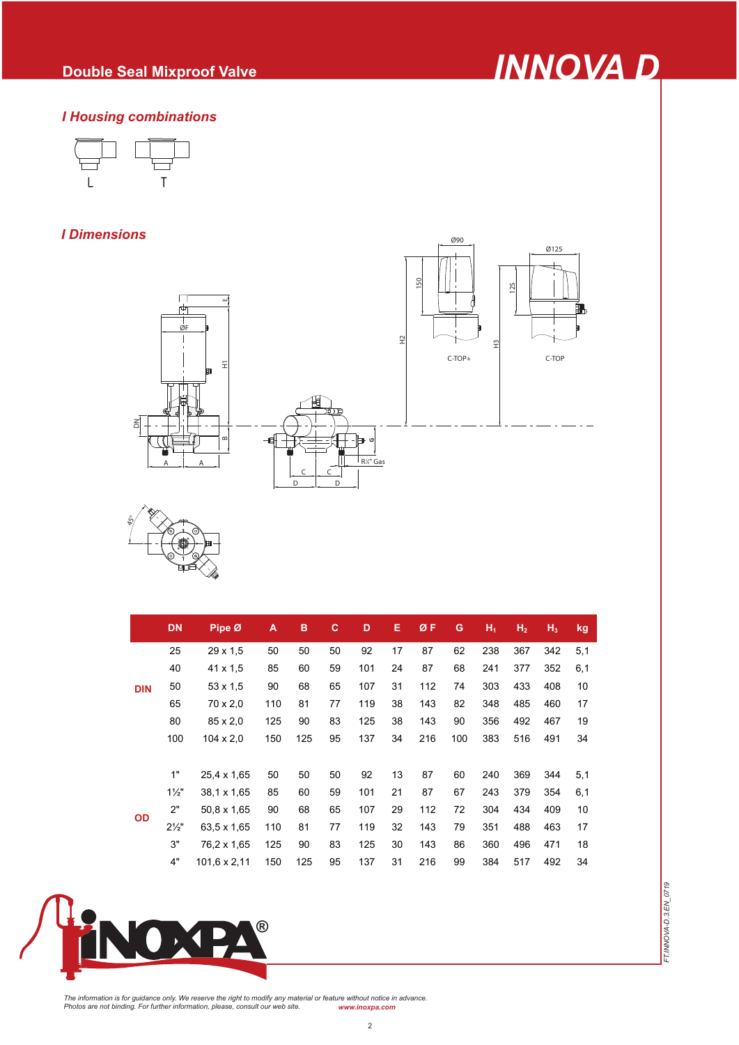## Housing combinations

L T

## Dimensions

|  | DN | Pipe Ø | A | B | C | D | E | Ø F | G | $H_1$ | $H_2$ | $H_3$ | kg |
|---|---|---|---|---|---|---|---|---|---|---|---|---|---|
| DIN | 25 | 29 x 1,5 | 50 | 50 | 50 | 92 | 17 | 87 | 62 | 238 | 367 | 342 | 5,1 |
|  | 40 | 41 x 1,5 | 85 | 60 | 59 | 101 | 24 | 87 | 68 | 241 | 377 | 352 | 6,1 |
|  | 50 | 53 x 1,5 | 90 | 68 | 65 | 107 | 31 | 112 | 74 | 303 | 433 | 408 | 10 |
|  | 65 | 70 x 2,0 | 110 | 81 | 77 | 119 | 38 | 143 | 82 | 348 | 485 | 460 | 17 |
|  | 80 | 85 x 2,0 | 125 | 90 | 83 | 125 | 38 | 143 | 90 | 356 | 492 | 467 | 19 |
|  | 100 | 104 x 2,0 | 150 | 125 | 95 | 137 | 34 | 216 | 100 | 383 | 516 | 491 | 34 |
| OD | 1" | 25,4 x 1,65 | 50 | 50 | 50 | 92 | 13 | 87 | 60 | 240 | 369 | 344 | 5,1 |
|  | 1½" | 38,1 x 1,65 | 85 | 60 | 59 | 101 | 21 | 87 | 67 | 243 | 379 | 354 | 6,1 |
|  | 2" | 50,8 x 1,65 | 90 | 68 | 65 | 107 | 29 | 112 | 72 | 304 | 434 | 409 | 10 |
|  | 2½" | 63,5 x 1,65 | 110 | 81 | 77 | 119 | 32 | 143 | 79 | 351 | 488 | 463 | 17 |
|  | 3" | 76,2 x 1,65 | 125 | 90 | 83 | 125 | 30 | 143 | 86 | 360 | 496 | 471 | 18 |
|  | 4" | 101,6 x 2,11 | 150 | 125 | 95 | 137 | 31 | 216 | 99 | 384 | 517 | 492 | 34 |

*The information is for guidance only. We reserve the right to modify any material or feature without notice in advance. Photos are not binding. For further information, please, consult our web site.* **www.inoxpa.com**

FT.INNOVA-D.3.EN_0719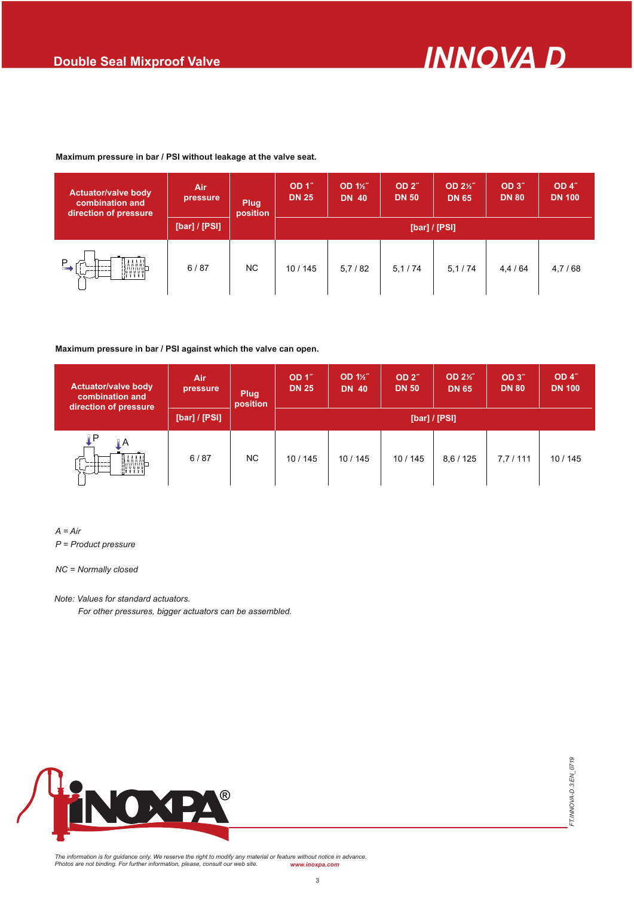Maximum pressure in bar / PSI without leakage at the valve seat.

| Actuator/valve body combination and direction of pressure | Air pressure | Plug position | OD 1˝ DN 25 | OD 1½˝ DN 40 | OD 2˝ DN 50 | OD 2½˝ DN 65 | OD 3˝ DN 80 | OD 4˝ DN 100 |
|---|---|---|---|---|---|---|---|---|
| | [bar] / [PSI] | | [bar] / [PSI] | | | | | |
| P | 6 / 87 | NC | 10 / 145 | 5,7 / 82 | 5,1 / 74 | 5,1 / 74 | 4,4 / 64 | 4,7 / 68 |

Maximum pressure in bar / PSI against which the valve can open.

| Actuator/valve body combination and direction of pressure | Air pressure | Plug position | OD 1˝ DN 25 | OD 1½˝ DN 40 | OD 2˝ DN 50 | OD 2½˝ DN 65 | OD 3˝ DN 80 | OD 4˝ DN 100 |
|---|---|---|---|---|---|---|---|---|
| | [bar] / [PSI] | | [bar] / [PSI] | | | | | |
| P A | 6 / 87 | NC | 10 / 145 | 10 / 145 | 10 / 145 | 8,6 / 125 | 7,7 / 111 | 10 / 145 |

*A = Air*
*P = Product pressure*

*NC = Normally closed*

*Note: Values for standard actuators.*
*For other pressures, bigger actuators can be assembled.*

*The information is for guidance only. We reserve the right to modify any material or feature without notice in advance. Photos are not binding. For further information, please, consult our web site.* ***www.inoxpa.com***

FT.INNOVA-D.3.EN_0719